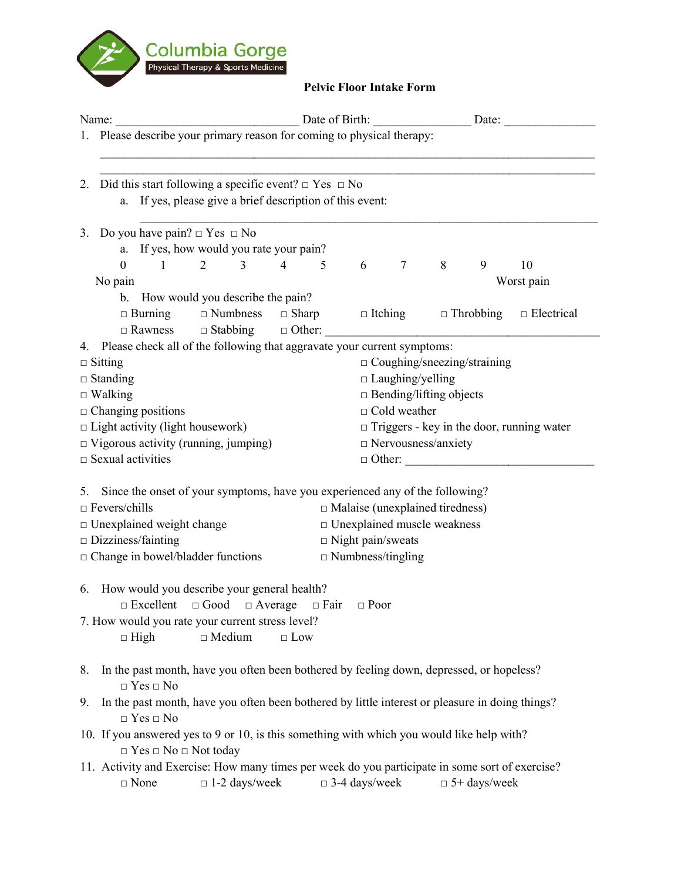Columbia Gorge

Physical Therapy & Sports Medicine

# Pelvic Floor Intake Form

Name: ______________________________ Date of Birth: _______________ Date: _______________

1. Please describe your primary reason for coming to physical therapy:

   ________________________________________________________________________________

   ________________________________________________________________________________

2. Did this start following a specific event? □ Yes □ No
   a. If yes, please give a brief description of this event:

      ________________________________________________________________________________

3. Do you have pain? □ Yes □ No
   a. If yes, how would you rate your pain?

      0 1 2 3 4 5 6 7 8 9 10

      No pain ... Worst pain

   b. How would you describe the pain?

      □ Burning □ Numbness □ Sharp □ Itching □ Throbbing □ Electrical

      □ Rawness □ Stabbing □ Other: ______________________________________________

4. Please check all of the following that aggravate your current symptoms:

□ Sitting
□ Standing
□ Walking
□ Changing positions
□ Light activity (light housework)
□ Vigorous activity (running, jumping)
□ Sexual activities
□ Coughing/sneezing/straining
□ Laughing/yelling
□ Bending/lifting objects
□ Cold weather
□ Triggers - key in the door, running water
□ Nervousness/anxiety
□ Other: ______________________________

5. Since the onset of your symptoms, have you experienced any of the following?

□ Fevers/chills
□ Unexplained weight change
□ Dizziness/fainting
□ Change in bowel/bladder functions
□ Malaise (unexplained tiredness)
□ Unexplained muscle weakness
□ Night pain/sweats
□ Numbness/tingling

6. How would you describe your general health?

   □ Excellent □ Good □ Average □ Fair □ Poor

7. How would you rate your current stress level?

   □ High □ Medium □ Low

8. In the past month, have you often been bothered by feeling down, depressed, or hopeless?

   □ Yes □ No

9. In the past month, have you often been bothered by little interest or pleasure in doing things?

   □ Yes □ No

10. If you answered yes to 9 or 10, is this something with which you would like help with?

    □ Yes □ No □ Not today

11. Activity and Exercise: How many times per week do you participate in some sort of exercise?

    □ None □ 1-2 days/week □ 3-4 days/week □ 5+ days/week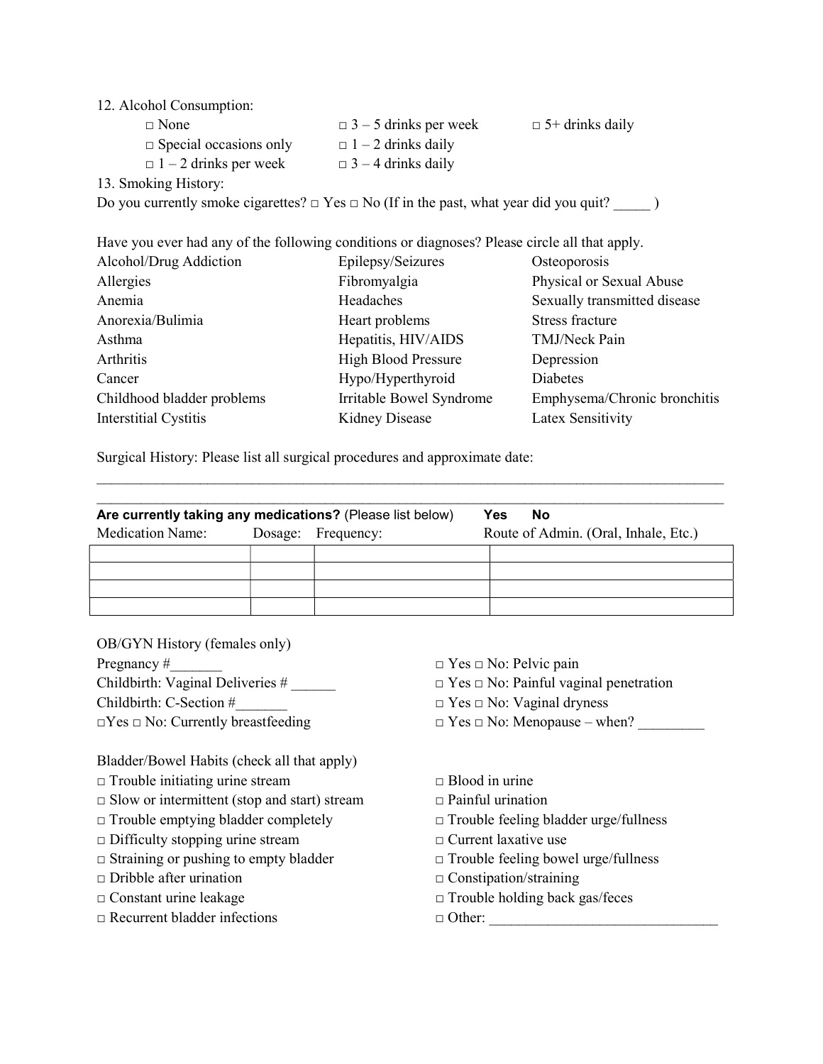12. Alcohol Consumption:

□ None □ 3 – 5 drinks per week □ 5+ drinks daily

□ Special occasions only □ 1 – 2 drinks daily

□ 1 – 2 drinks per week □ 3 – 4 drinks daily

13. Smoking History:

Do you currently smoke cigarettes? □ Yes □ No (If in the past, what year did you quit? _____ )

Have you ever had any of the following conditions or diagnoses? Please circle all that apply.

| | | |
|---|---|---|
| Alcohol/Drug Addiction | Epilepsy/Seizures | Osteoporosis |
| Allergies | Fibromyalgia | Physical or Sexual Abuse |
| Anemia | Headaches | Sexually transmitted disease |
| Anorexia/Bulimia | Heart problems | Stress fracture |
| Asthma | Hepatitis, HIV/AIDS | TMJ/Neck Pain |
| Arthritis | High Blood Pressure | Depression |
| Cancer | Hypo/Hyperthyroid | Diabetes |
| Childhood bladder problems | Irritable Bowel Syndrome | Emphysema/Chronic bronchitis |
| Interstitial Cystitis | Kidney Disease | Latex Sensitivity |

Surgical History: Please list all surgical procedures and approximate date:

___________________________________________________________________________________

___________________________________________________________________________________

**Are currently taking any medications?** (Please list below) **Yes No**

| Medication Name: | Dosage: | Frequency: | Route of Admin. (Oral, Inhale, Etc.) |
|---|---|---|---|
| | | | |
| | | | |
| | | | |
| | | | |

OB/GYN History (females only)

Pregnancy #_______

Childbirth: Vaginal Deliveries # ______

Childbirth: C-Section #_______

□Yes □ No: Currently breastfeeding

□ Yes □ No: Pelvic pain

□ Yes □ No: Painful vaginal penetration

□ Yes □ No: Vaginal dryness

□ Yes □ No: Menopause – when? _________

Bladder/Bowel Habits (check all that apply)

□ Trouble initiating urine stream

□ Slow or intermittent (stop and start) stream

□ Trouble emptying bladder completely

□ Difficulty stopping urine stream

□ Straining or pushing to empty bladder

□ Dribble after urination

□ Constant urine leakage

□ Recurrent bladder infections

□ Blood in urine

□ Painful urination

□ Trouble feeling bladder urge/fullness

□ Current laxative use

□ Trouble feeling bowel urge/fullness

□ Constipation/straining

□ Trouble holding back gas/feces

□ Other: _______________________________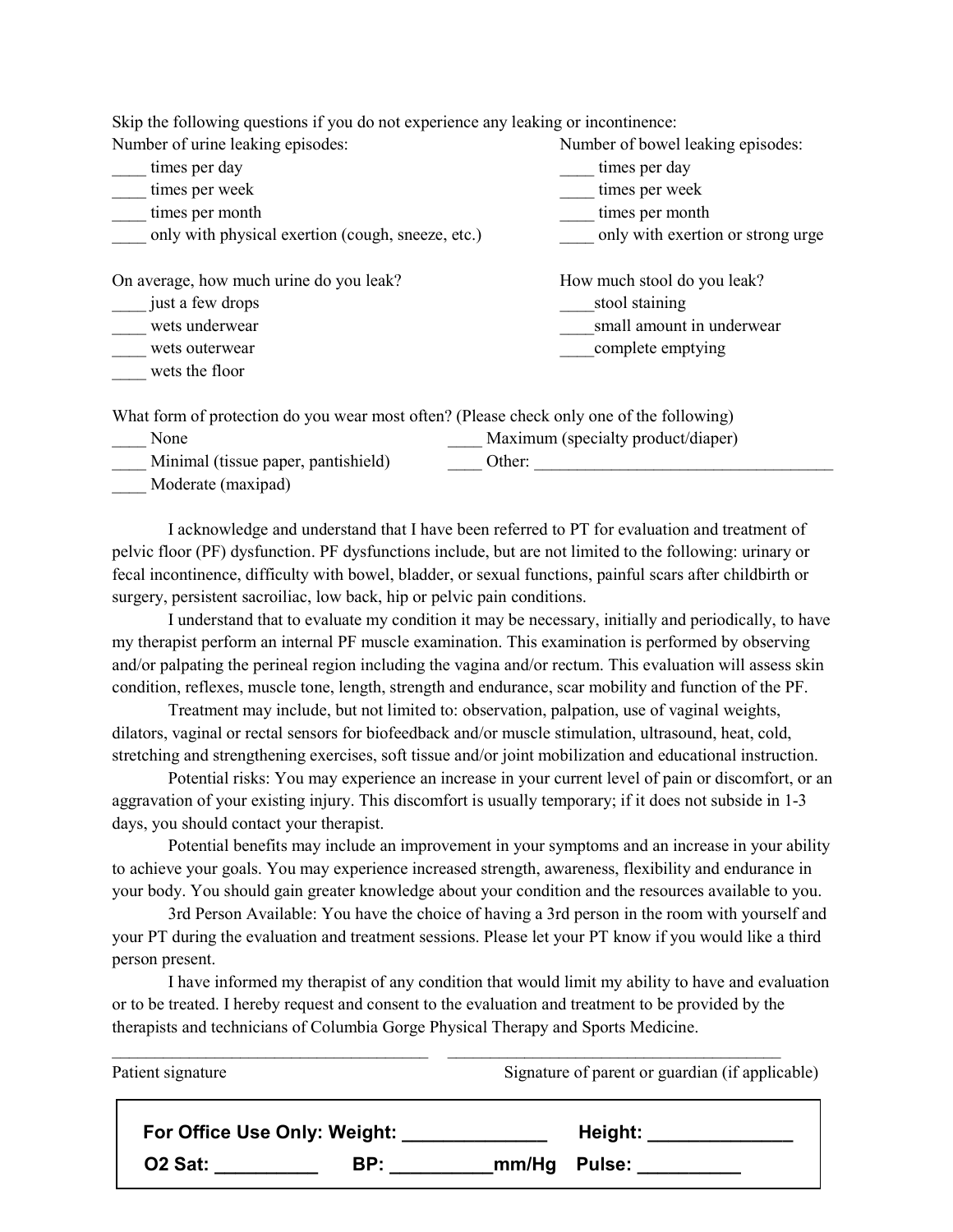Skip the following questions if you do not experience any leaking or incontinence:

Number of urine leaking episodes:

____ times per day
____ times per week
____ times per month
____ only with physical exertion (cough, sneeze, etc.)

Number of bowel leaking episodes:

____ times per day
____ times per week
____ times per month
____ only with exertion or strong urge

On average, how much urine do you leak?

____ just a few drops
____ wets underwear
____ wets outerwear
____ wets the floor

How much stool do you leak?

____stool staining
____small amount in underwear
____complete emptying

What form of protection do you wear most often? (Please check only one of the following)

____ None
____ Minimal (tissue paper, pantishield)
____ Moderate (maxipad)
____ Maximum (specialty product/diaper)
____ Other: ____________________________________

I acknowledge and understand that I have been referred to PT for evaluation and treatment of pelvic floor (PF) dysfunction. PF dysfunctions include, but are not limited to the following: urinary or fecal incontinence, difficulty with bowel, bladder, or sexual functions, painful scars after childbirth or surgery, persistent sacroiliac, low back, hip or pelvic pain conditions.

I understand that to evaluate my condition it may be necessary, initially and periodically, to have my therapist perform an internal PF muscle examination. This examination is performed by observing and/or palpating the perineal region including the vagina and/or rectum. This evaluation will assess skin condition, reflexes, muscle tone, length, strength and endurance, scar mobility and function of the PF.

Treatment may include, but not limited to: observation, palpation, use of vaginal weights, dilators, vaginal or rectal sensors for biofeedback and/or muscle stimulation, ultrasound, heat, cold, stretching and strengthening exercises, soft tissue and/or joint mobilization and educational instruction.

Potential risks: You may experience an increase in your current level of pain or discomfort, or an aggravation of your existing injury. This discomfort is usually temporary; if it does not subside in 1-3 days, you should contact your therapist.

Potential benefits may include an improvement in your symptoms and an increase in your ability to achieve your goals. You may experience increased strength, awareness, flexibility and endurance in your body. You should gain greater knowledge about your condition and the resources available to you.

3rd Person Available: You have the choice of having a 3rd person in the room with yourself and your PT during the evaluation and treatment sessions. Please let your PT know if you would like a third person present.

I have informed my therapist of any condition that would limit my ability to have and evaluation or to be treated. I hereby request and consent to the evaluation and treatment to be provided by the therapists and technicians of Columbia Gorge Physical Therapy and Sports Medicine.

______________________________________ ________________________________________

Patient signature Signature of parent or guardian (if applicable)

**For Office Use Only: Weight: ______________ Height: ______________**

**O2 Sat: __________ BP: __________mm/Hg Pulse: __________**